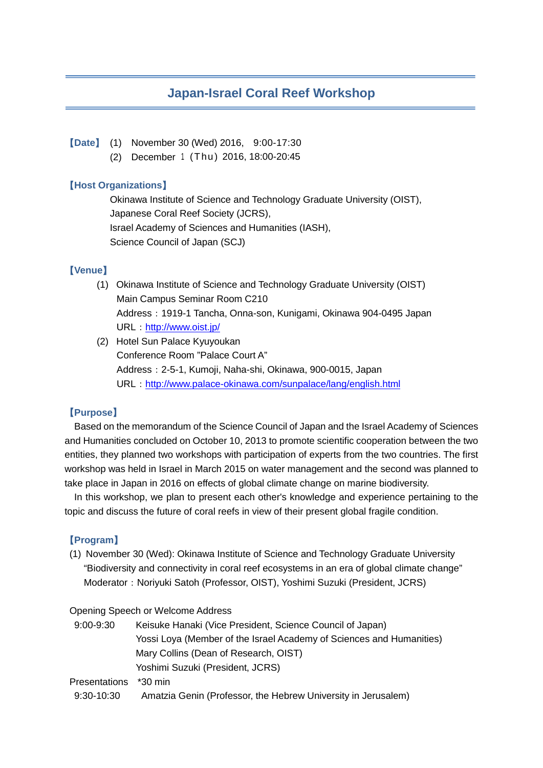# Japan-Israel Coral Reef Workshop

**【Date】** (1) November 30 (Wed) 2016, 9:00-17:30
(2) December １ (Ｔｈｕ) 2016, 18:00-20:45

**【Host Organizations】**

Okinawa Institute of Science and Technology Graduate University (OIST),
Japanese Coral Reef Society (JCRS),
Israel Academy of Sciences and Humanities (IASH),
Science Council of Japan (SCJ)

**【Venue】**

(1) Okinawa Institute of Science and Technology Graduate University (OIST)
Main Campus Seminar Room C210
Address：1919-1 Tancha, Onna-son, Kunigami, Okinawa 904-0495 Japan
URL：http://www.oist.jp/

(2) Hotel Sun Palace Kyuyoukan
Conference Room "Palace Court A"
Address：2-5-1, Kumoji, Naha-shi, Okinawa, 900-0015, Japan
URL：http://www.palace-okinawa.com/sunpalace/lang/english.html

**【Purpose】**

Based on the memorandum of the Science Council of Japan and the Israel Academy of Sciences and Humanities concluded on October 10, 2013 to promote scientific cooperation between the two entities, they planned two workshops with participation of experts from the two countries. The first workshop was held in Israel in March 2015 on water management and the second was planned to take place in Japan in 2016 on effects of global climate change on marine biodiversity.

In this workshop, we plan to present each other's knowledge and experience pertaining to the topic and discuss the future of coral reefs in view of their present global fragile condition.

**【Program】**

(1) November 30 (Wed): Okinawa Institute of Science and Technology Graduate University
"Biodiversity and connectivity in coral reef ecosystems in an era of global climate change"
Moderator：Noriyuki Satoh (Professor, OIST), Yoshimi Suzuki (President, JCRS)

Opening Speech or Welcome Address

9:00-9:30 Keisuke Hanaki (Vice President, Science Council of Japan)
Yossi Loya (Member of the Israel Academy of Sciences and Humanities)
Mary Collins (Dean of Research, OIST)
Yoshimi Suzuki (President, JCRS)

Presentations *30 min

9:30-10:30 Amatzia Genin (Professor, the Hebrew University in Jerusalem)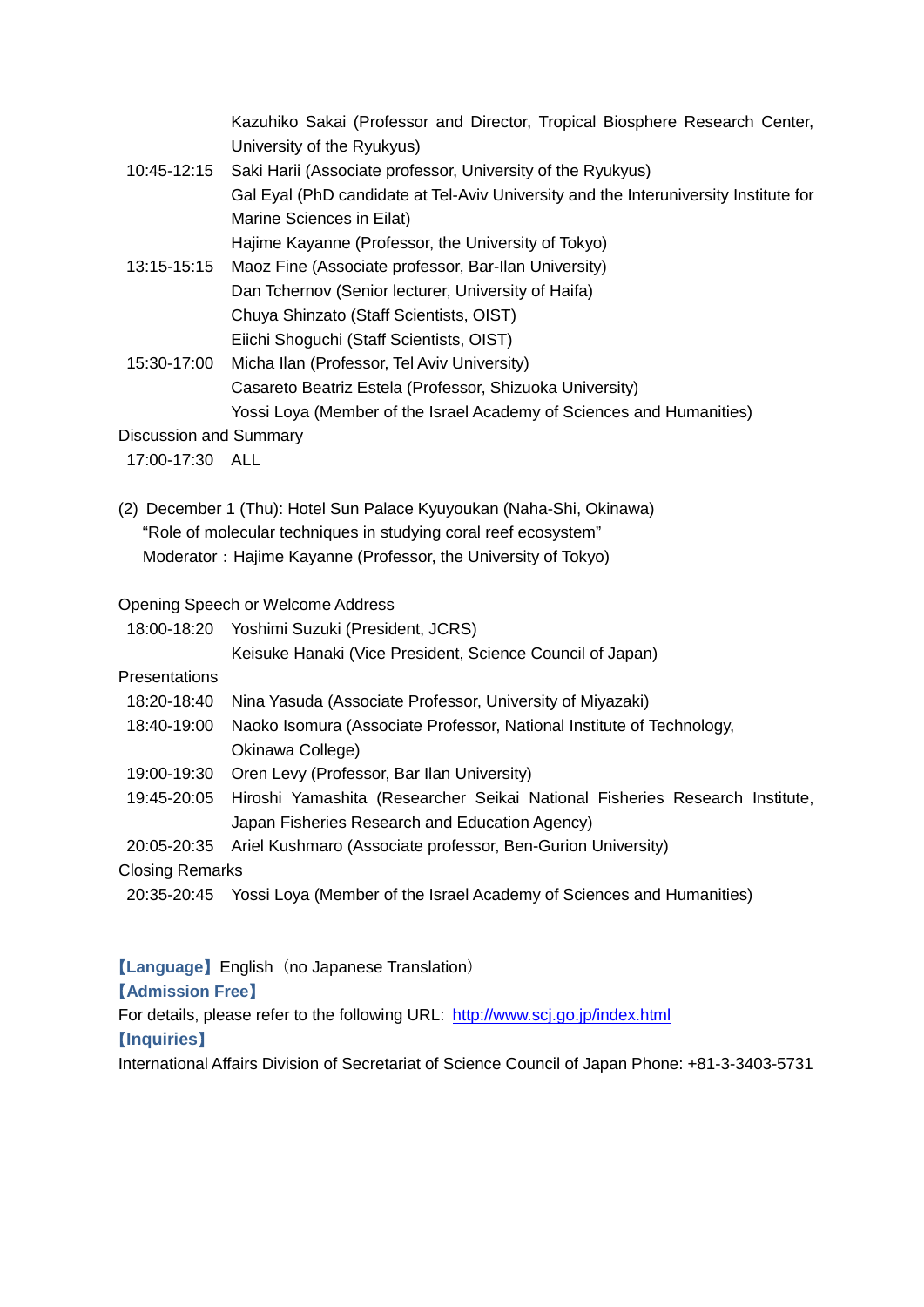| | |
|---|---|
| | Kazuhiko Sakai (Professor and Director, Tropical Biosphere Research Center, University of the Ryukyus) |
| 10:45-12:15 | Saki Harii (Associate professor, University of the Ryukyus) |
| | Gal Eyal (PhD candidate at Tel-Aviv University and the Interuniversity Institute for Marine Sciences in Eilat) |
| | Hajime Kayanne (Professor, the University of Tokyo) |
| 13:15-15:15 | Maoz Fine (Associate professor, Bar-Ilan University) |
| | Dan Tchernov (Senior lecturer, University of Haifa) |
| | Chuya Shinzato (Staff Scientists, OIST) |
| | Eiichi Shoguchi (Staff Scientists, OIST) |
| 15:30-17:00 | Micha Ilan (Professor, Tel Aviv University) |
| | Casareto Beatriz Estela (Professor, Shizuoka University) |
| | Yossi Loya (Member of the Israel Academy of Sciences and Humanities) |

Discussion and Summary

| | |
|---|---|
| 17:00-17:30 | ALL |

(2) December 1 (Thu): Hotel Sun Palace Kyuyoukan (Naha-Shi, Okinawa)
"Role of molecular techniques in studying coral reef ecosystem"
Moderator：Hajime Kayanne (Professor, the University of Tokyo)

Opening Speech or Welcome Address

| | |
|---|---|
| 18:00-18:20 | Yoshimi Suzuki (President, JCRS) |
| | Keisuke Hanaki (Vice President, Science Council of Japan) |

Presentations

| | |
|---|---|
| 18:20-18:40 | Nina Yasuda (Associate Professor, University of Miyazaki) |
| 18:40-19:00 | Naoko Isomura (Associate Professor, National Institute of Technology, Okinawa College) |
| 19:00-19:30 | Oren Levy (Professor, Bar Ilan University) |
| 19:45-20:05 | Hiroshi Yamashita (Researcher Seikai National Fisheries Research Institute, Japan Fisheries Research and Education Agency) |
| 20:05-20:35 | Ariel Kushmaro (Associate professor, Ben-Gurion University) |

Closing Remarks

| | |
|---|---|
| 20:35-20:45 | Yossi Loya (Member of the Israel Academy of Sciences and Humanities) |

**【Language】** English（no Japanese Translation）

**【Admission Free】**

For details, please refer to the following URL: http://www.scj.go.jp/index.html

**【Inquiries】**

International Affairs Division of Secretariat of Science Council of Japan Phone: +81-3-3403-5731